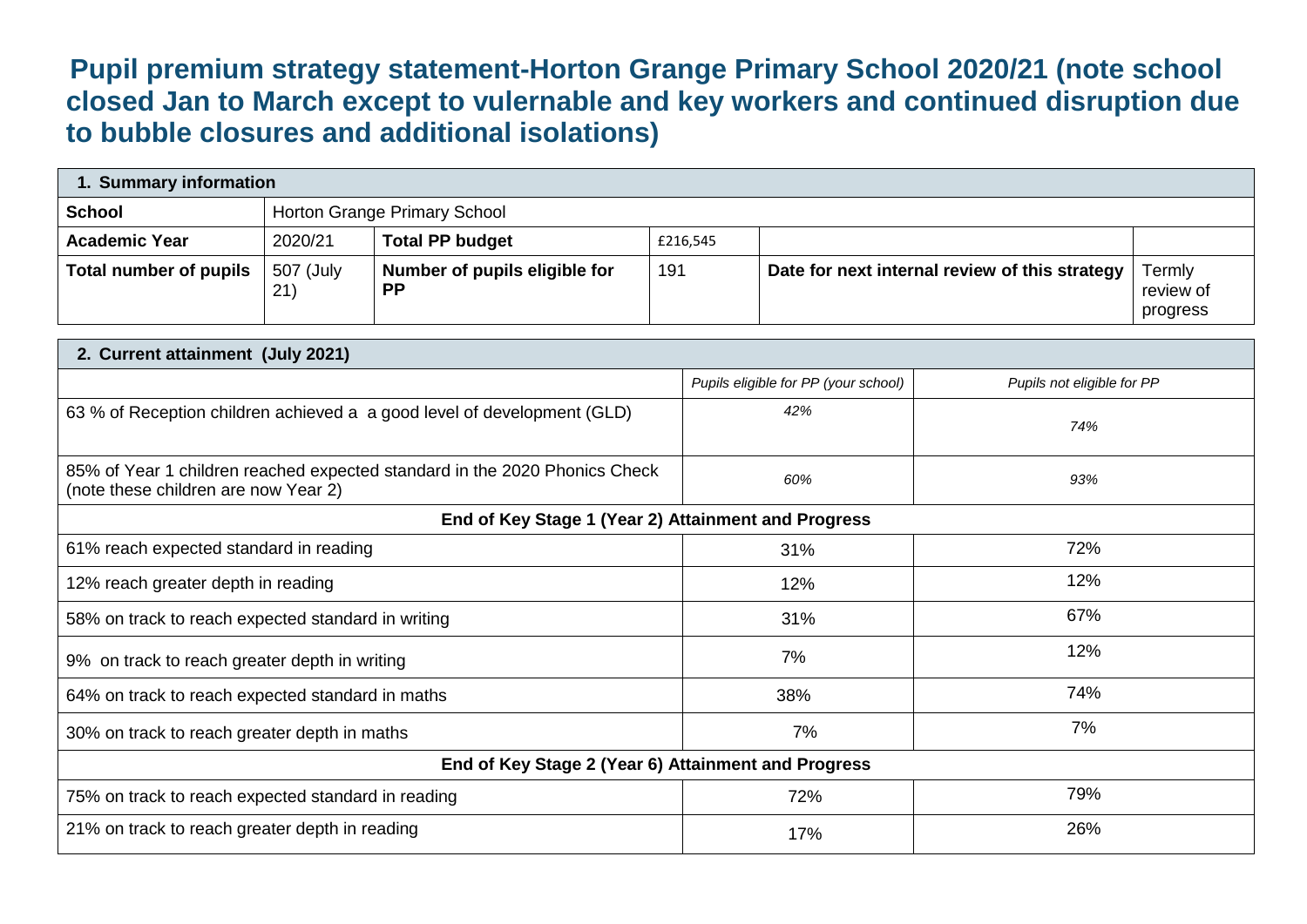# Pupil premium strategy statement-Horton Grange Primary School 2020/21 (note school closed Jan to March except to vulenrable and key workers and continued disruption due to bubble closures and additional isolations)

| **1. Summary information** | | | | | |
|---|---|---|---|---|---|
| **School** | Horton Grange Primary School | | | | |
| **Academic Year** | 2020/21 | **Total PP budget** | £216,545 | | |
| **Total number of pupils** | 507 (July 21) | **Number of pupils eligible for PP** | 191 | **Date for next internal review of this strategy** | Termly review of progress |

| **2. Current attainment (July 2021)** | | |
|---|---|---|
| | *Pupils eligible for PP (your school)* | *Pupils not eligible for PP* |
| 63 % of Reception children achieved a a good level of development (GLD) | *42%* | *74%* |
| 85% of Year 1 children reached expected standard in the 2020 Phonics Check (note these children are now Year 2) | *60%* | *93%* |
| **End of Key Stage 1 (Year 2) Attainment and Progress** | | |
| 61% reach expected standard in reading | 31% | 72% |
| 12% reach greater depth in reading | 12% | 12% |
| 58% on track to reach expected standard in writing | 31% | 67% |
| 9% on track to reach greater depth in writing | 7% | 12% |
| 64% on track to reach expected standard in maths | 38% | 74% |
| 30% on track to reach greater depth in maths | 7% | 7% |
| **End of Key Stage 2 (Year 6) Attainment and Progress** | | |
| 75% on track to reach expected standard in reading | 72% | 79% |
| 21% on track to reach greater depth in reading | 17% | 26% |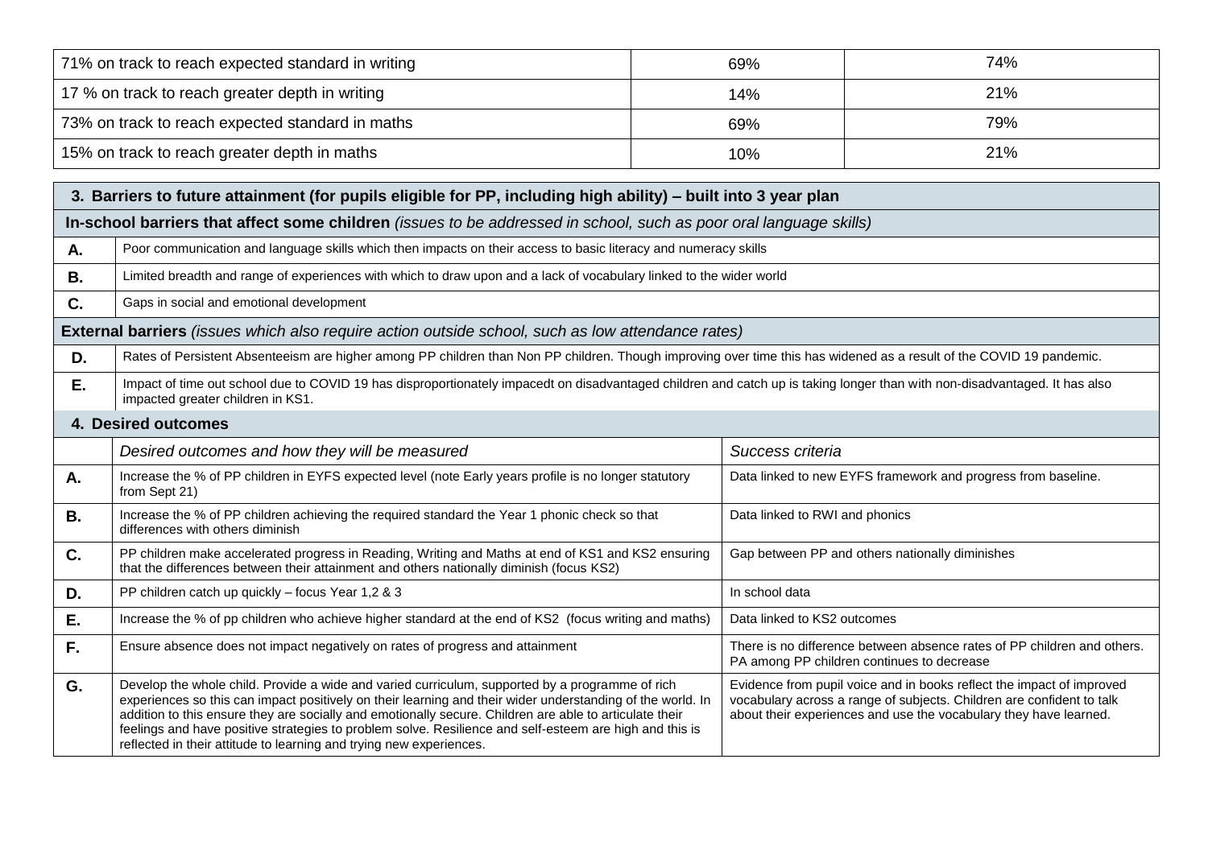| | | |
|---|---|---|
| 71% on track to reach expected standard in writing | 69% | 74% |
| 17 % on track to reach greater depth in writing | 14% | 21% |
| 73% on track to reach expected standard in maths | 69% | 79% |
| 15% on track to reach greater depth in maths | 10% | 21% |

## 3. Barriers to future attainment (for pupils eligible for PP, including high ability) – built into 3 year plan

| | |
|---|---|
| **In-school barriers that affect some children** *(issues to be addressed in school, such as poor oral language skills)* | |
| **A.** | Poor communication and language skills which then impacts on their access to basic literacy and numeracy skills |
| **B.** | Limited breadth and range of experiences with which to draw upon and a lack of vocabulary linked to the wider world |
| **C.** | Gaps in social and emotional development |
| **External barriers** *(issues which also require action outside school, such as low attendance rates)* | |
| **D.** | Rates of Persistent Absenteeism are higher among PP children than Non PP children. Though improving over time this has widened as a result of the COVID 19 pandemic. |
| **E.** | Impact of time out school due to COVID 19 has disproportionately impacedt on disadvantaged children and catch up is taking longer than with non-disadvantaged. It has also impacted greater children in KS1. |

## 4. Desired outcomes

| | *Desired outcomes and how they will be measured* | *Success criteria* |
|---|---|---|
| **A.** | Increase the % of PP children in EYFS expected level (note Early years profile is no longer statutory from Sept 21) | Data linked to new EYFS framework and progress from baseline. |
| **B.** | Increase the % of PP children achieving the required standard the Year 1 phonic check so that differences with others diminish | Data linked to RWI and phonics |
| **C.** | PP children make accelerated progress in Reading, Writing and Maths at end of KS1 and KS2 ensuring that the differences between their attainment and others nationally diminish (focus KS2) | Gap between PP and others nationally diminishes |
| **D.** | PP children catch up quickly – focus Year 1,2 & 3 | In school data |
| **E.** | Increase the % of pp children who achieve higher standard at the end of KS2 (focus writing and maths) | Data linked to KS2 outcomes |
| **F.** | Ensure absence does not impact negatively on rates of progress and attainment | There is no difference between absence rates of PP children and others. PA among PP children continues to decrease |
| **G.** | Develop the whole child. Provide a wide and varied curriculum, supported by a programme of rich experiences so this can impact positively on their learning and their wider understanding of the world. In addition to this ensure they are socially and emotionally secure. Children are able to articulate their feelings and have positive strategies to problem solve. Resilience and self-esteem are high and this is reflected in their attitude to learning and trying new experiences. | Evidence from pupil voice and in books reflect the impact of improved vocabulary across a range of subjects. Children are confident to talk about their experiences and use the vocabulary they have learned. |